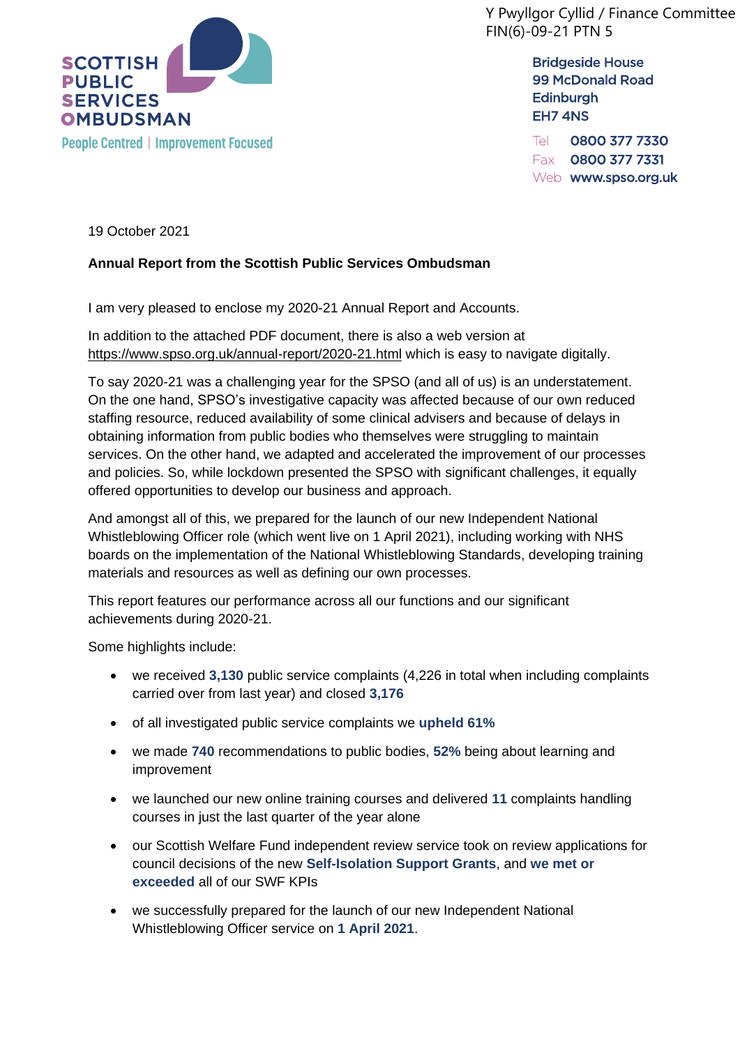Y Pwyllgor Cyllid / Finance Committee
FIN(6)-09-21 PTN 5

**SCOTTISH PUBLIC SERVICES OMBUDSMAN**

People Centred | Improvement Focused

Bridgeside House
99 McDonald Road
Edinburgh
EH7 4NS

Tel 0800 377 7330
Fax 0800 377 7331
Web www.spso.org.uk

19 October 2021

**Annual Report from the Scottish Public Services Ombudsman**

I am very pleased to enclose my 2020-21 Annual Report and Accounts.

In addition to the attached PDF document, there is also a web version at https://www.spso.org.uk/annual-report/2020-21.html which is easy to navigate digitally.

To say 2020-21 was a challenging year for the SPSO (and all of us) is an understatement. On the one hand, SPSO's investigative capacity was affected because of our own reduced staffing resource, reduced availability of some clinical advisers and because of delays in obtaining information from public bodies who themselves were struggling to maintain services. On the other hand, we adapted and accelerated the improvement of our processes and policies. So, while lockdown presented the SPSO with significant challenges, it equally offered opportunities to develop our business and approach.

And amongst all of this, we prepared for the launch of our new Independent National Whistleblowing Officer role (which went live on 1 April 2021), including working with NHS boards on the implementation of the National Whistleblowing Standards, developing training materials and resources as well as defining our own processes.

This report features our performance across all our functions and our significant achievements during 2020-21.

Some highlights include:

- we received **3,130** public service complaints (4,226 in total when including complaints carried over from last year) and closed **3,176**
- of all investigated public service complaints we **upheld 61%**
- we made **740** recommendations to public bodies, **52%** being about learning and improvement
- we launched our new online training courses and delivered **11** complaints handling courses in just the last quarter of the year alone
- our Scottish Welfare Fund independent review service took on review applications for council decisions of the new **Self-Isolation Support Grants**, and **we met or exceeded** all of our SWF KPIs
- we successfully prepared for the launch of our new Independent National Whistleblowing Officer service on **1 April 2021**.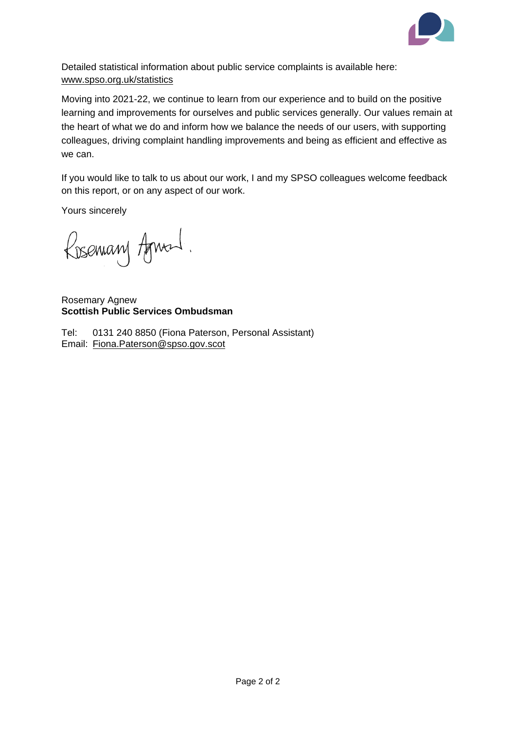Detailed statistical information about public service complaints is available here: www.spso.org.uk/statistics

Moving into 2021-22, we continue to learn from our experience and to build on the positive learning and improvements for ourselves and public services generally. Our values remain at the heart of what we do and inform how we balance the needs of our users, with supporting colleagues, driving complaint handling improvements and being as efficient and effective as we can.

If you would like to talk to us about our work, I and my SPSO colleagues welcome feedback on this report, or on any aspect of our work.

Yours sincerely

Rosemary Agnew
**Scottish Public Services Ombudsman**

Tel: 0131 240 8850 (Fiona Paterson, Personal Assistant)
Email: Fiona.Paterson@spso.gov.scot